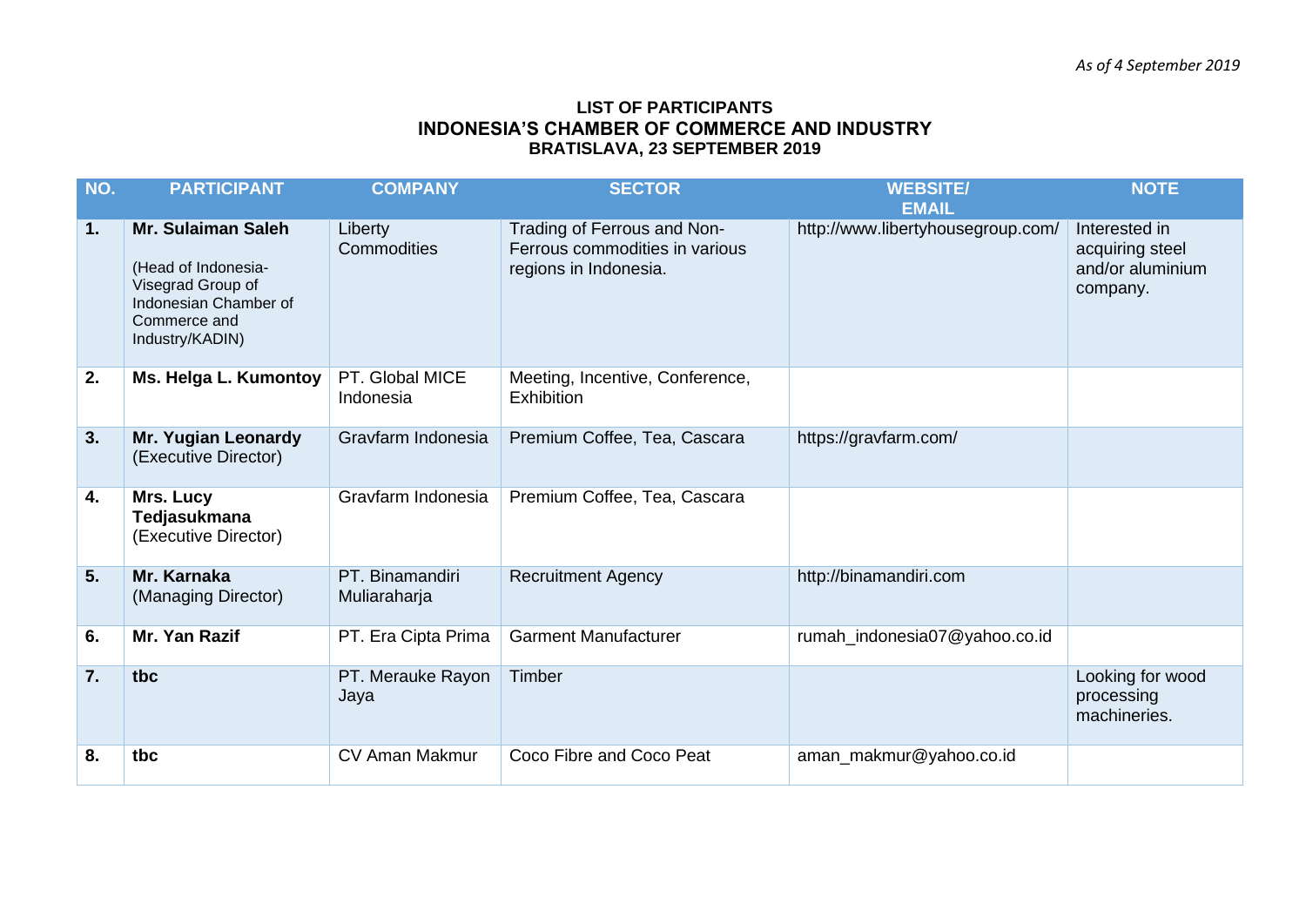*As of 4 September 2019*

# LIST OF PARTICIPANTS
## INDONESIA'S CHAMBER OF COMMERCE AND INDUSTRY
### BRATISLAVA, 23 SEPTEMBER 2019

| NO. | PARTICIPANT | COMPANY | SECTOR | WEBSITE/ EMAIL | NOTE |
|---|---|---|---|---|---|
| **1.** | **Mr. Sulaiman Saleh** (Head of Indonesia-Visegrad Group of Indonesian Chamber of Commerce and Industry/KADIN) | Liberty Commodities | Trading of Ferrous and Non-Ferrous commodities in various regions in Indonesia. | http://www.libertyhousegroup.com/ | Interested in acquiring steel and/or aluminium company. |
| **2.** | **Ms. Helga L. Kumontoy** | PT. Global MICE Indonesia | Meeting, Incentive, Conference, Exhibition | | |
| **3.** | **Mr. Yugian Leonardy** (Executive Director) | Gravfarm Indonesia | Premium Coffee, Tea, Cascara | https://gravfarm.com/ | |
| **4.** | **Mrs. Lucy Tedjasukmana** (Executive Director) | Gravfarm Indonesia | Premium Coffee, Tea, Cascara | | |
| **5.** | **Mr. Karnaka** (Managing Director) | PT. Binamandiri Muliaraharja | Recruitment Agency | http://binamandiri.com | |
| **6.** | **Mr. Yan Razif** | PT. Era Cipta Prima | Garment Manufacturer | rumah_indonesia07@yahoo.co.id | |
| **7.** | **tbc** | PT. Merauke Rayon Jaya | Timber | | Looking for wood processing machineries. |
| **8.** | **tbc** | CV Aman Makmur | Coco Fibre and Coco Peat | aman_makmur@yahoo.co.id | |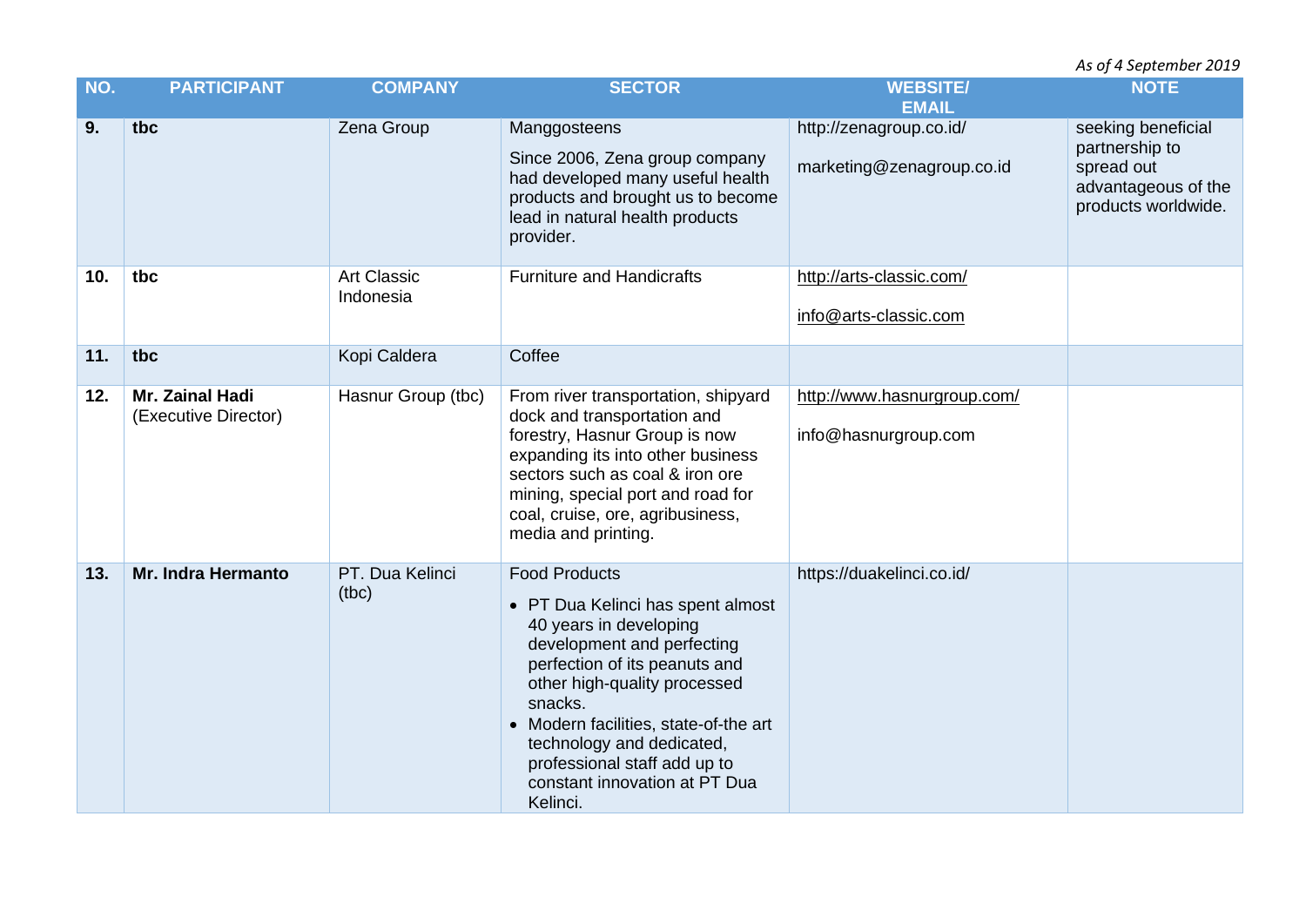*As of 4 September 2019*

| NO. | PARTICIPANT | COMPANY | SECTOR | WEBSITE/ EMAIL | NOTE |
|---|---|---|---|---|---|
| **9.** | **tbc** | Zena Group | Manggosteens<br><br>Since 2006, Zena group company had developed many useful health products and brought us to become lead in natural health products provider. | http://zenagroup.co.id/<br><br>marketing@zenagroup.co.id | seeking beneficial partnership to spread out advantageous of the products worldwide. |
| **10.** | **tbc** | Art Classic Indonesia | Furniture and Handicrafts | http://arts-classic.com/<br><br>info@arts-classic.com | |
| **11.** | **tbc** | Kopi Caldera | Coffee | | |
| **12.** | **Mr. Zainal Hadi** (Executive Director) | Hasnur Group (tbc) | From river transportation, shipyard dock and transportation and forestry, Hasnur Group is now expanding its into other business sectors such as coal & iron ore mining, special port and road for coal, cruise, ore, agribusiness, media and printing. | http://www.hasnurgroup.com/<br><br>info@hasnurgroup.com | |
| **13.** | **Mr. Indra Hermanto** | PT. Dua Kelinci (tbc) | Food Products<br><br>• PT Dua Kelinci has spent almost 40 years in developing development and perfecting perfection of its peanuts and other high-quality processed snacks.<br>• Modern facilities, state-of-the art technology and dedicated, professional staff add up to constant innovation at PT Dua Kelinci. | https://duakelinci.co.id/ | |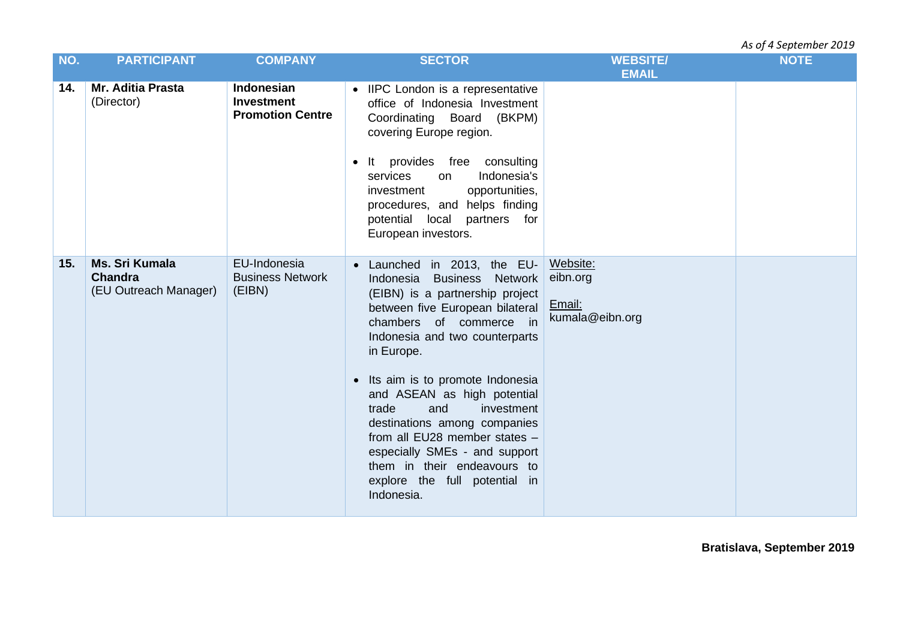*As of 4 September 2019*

| NO. | PARTICIPANT | COMPANY | SECTOR | WEBSITE/ EMAIL | NOTE |
|---|---|---|---|---|---|
| 14. | **Mr. Aditia Prasta** (Director) | **Indonesian Investment Promotion Centre** | • IIPC London is a representative office of Indonesia Investment Coordinating Board (BKPM) covering Europe region.<br>• It provides free consulting services on Indonesia's investment opportunities, procedures, and helps finding potential local partners for European investors. | | |
| 15. | **Ms. Sri Kumala Chandra** (EU Outreach Manager) | EU-Indonesia Business Network (EIBN) | • Launched in 2013, the EU-Indonesia Business Network (EIBN) is a partnership project between five European bilateral chambers of commerce in Indonesia and two counterparts in Europe.<br>• Its aim is to promote Indonesia and ASEAN as high potential trade and investment destinations among companies from all EU28 member states – especially SMEs - and support them in their endeavours to explore the full potential in Indonesia. | Website:<br>eibn.org<br>Email:<br>kumala@eibn.org | |

**Bratislava, September 2019**